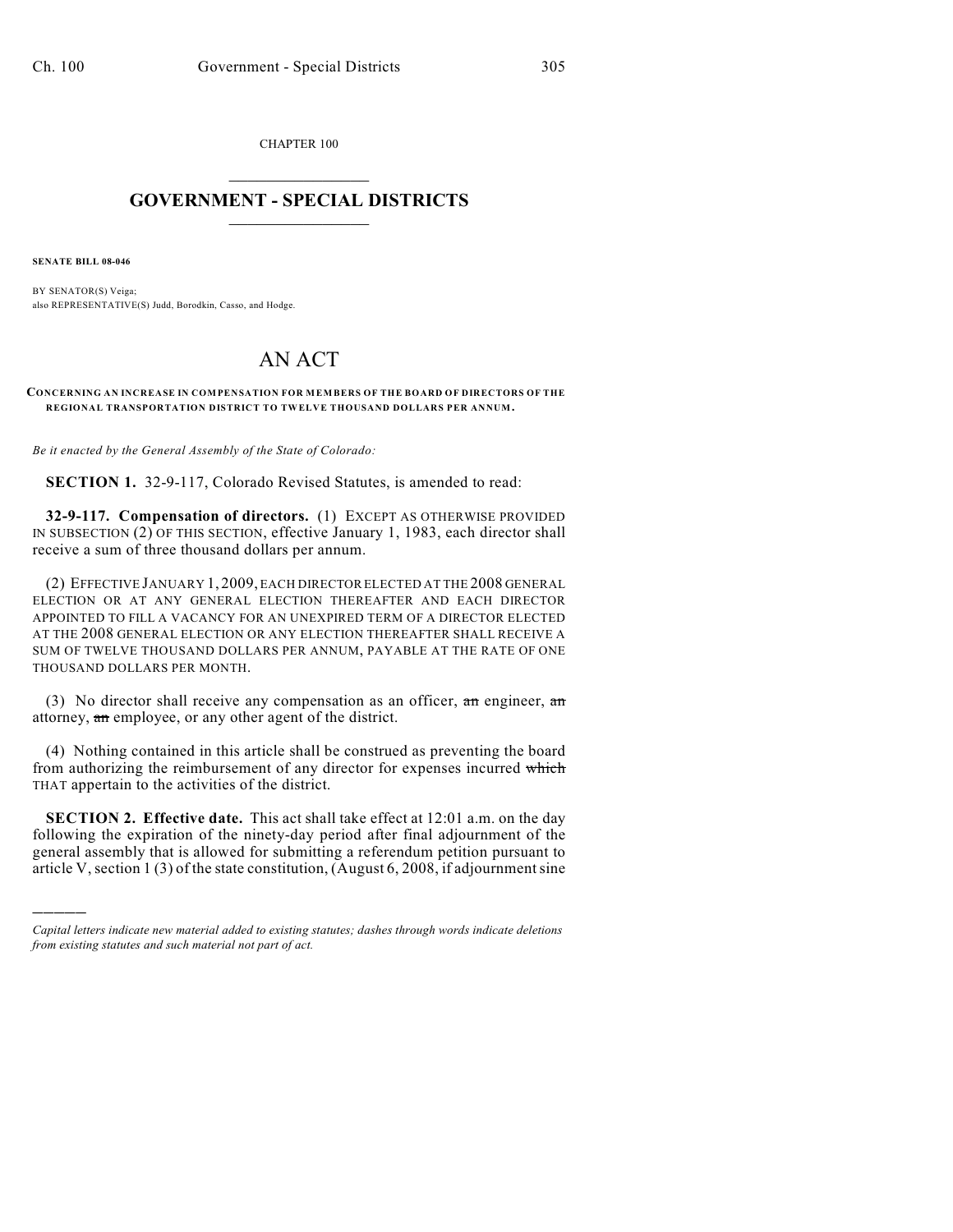CHAPTER 100

# GOVERNMENT - SPECIAL DISTRICTS

**SENATE BILL 08-046**

BY SENATOR(S) Veiga;
also REPRESENTATIVE(S) Judd, Borodkin, Casso, and Hodge.

# AN ACT

**CONCERNING AN INCREASE IN COMPENSATION FOR MEMBERS OF THE BOARD OF DIRECTORS OF THE REGIONAL TRANSPORTATION DISTRICT TO TWELVE THOUSAND DOLLARS PER ANNUM.**

*Be it enacted by the General Assembly of the State of Colorado:*

**SECTION 1.** 32-9-117, Colorado Revised Statutes, is amended to read:

**32-9-117. Compensation of directors.** (1) EXCEPT AS OTHERWISE PROVIDED IN SUBSECTION (2) OF THIS SECTION, effective January 1, 1983, each director shall receive a sum of three thousand dollars per annum.

(2) EFFECTIVE JANUARY 1, 2009, EACH DIRECTOR ELECTED AT THE 2008 GENERAL ELECTION OR AT ANY GENERAL ELECTION THEREAFTER AND EACH DIRECTOR APPOINTED TO FILL A VACANCY FOR AN UNEXPIRED TERM OF A DIRECTOR ELECTED AT THE 2008 GENERAL ELECTION OR ANY ELECTION THEREAFTER SHALL RECEIVE A SUM OF TWELVE THOUSAND DOLLARS PER ANNUM, PAYABLE AT THE RATE OF ONE THOUSAND DOLLARS PER MONTH.

(3) No director shall receive any compensation as an officer, ~~an~~ engineer, ~~an~~ attorney, ~~an~~ employee, or any other agent of the district.

(4) Nothing contained in this article shall be construed as preventing the board from authorizing the reimbursement of any director for expenses incurred ~~which~~ THAT appertain to the activities of the district.

**SECTION 2. Effective date.** This act shall take effect at 12:01 a.m. on the day following the expiration of the ninety-day period after final adjournment of the general assembly that is allowed for submitting a referendum petition pursuant to article V, section 1 (3) of the state constitution, (August 6, 2008, if adjournment sine

*Capital letters indicate new material added to existing statutes; dashes through words indicate deletions from existing statutes and such material not part of act.*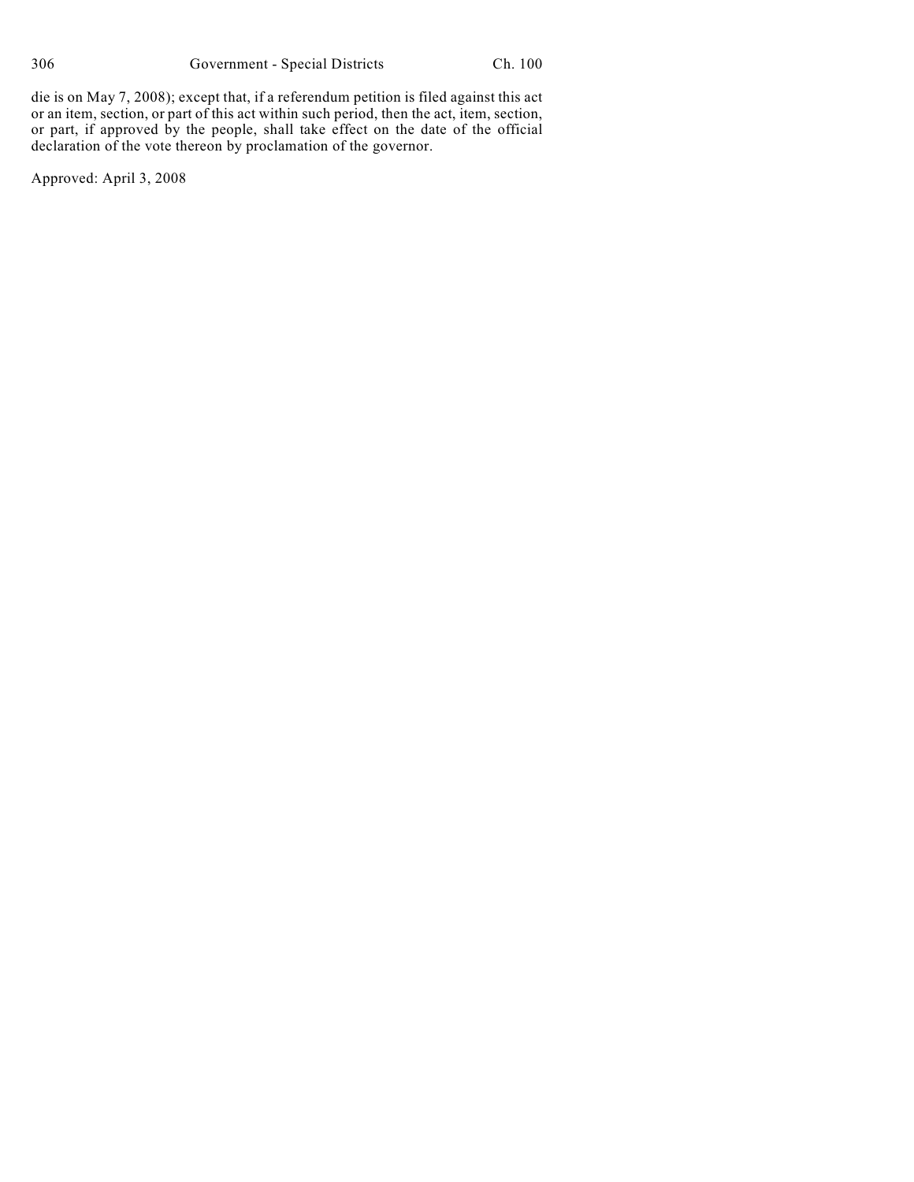die is on May 7, 2008); except that, if a referendum petition is filed against this act or an item, section, or part of this act within such period, then the act, item, section, or part, if approved by the people, shall take effect on the date of the official declaration of the vote thereon by proclamation of the governor.

Approved: April 3, 2008